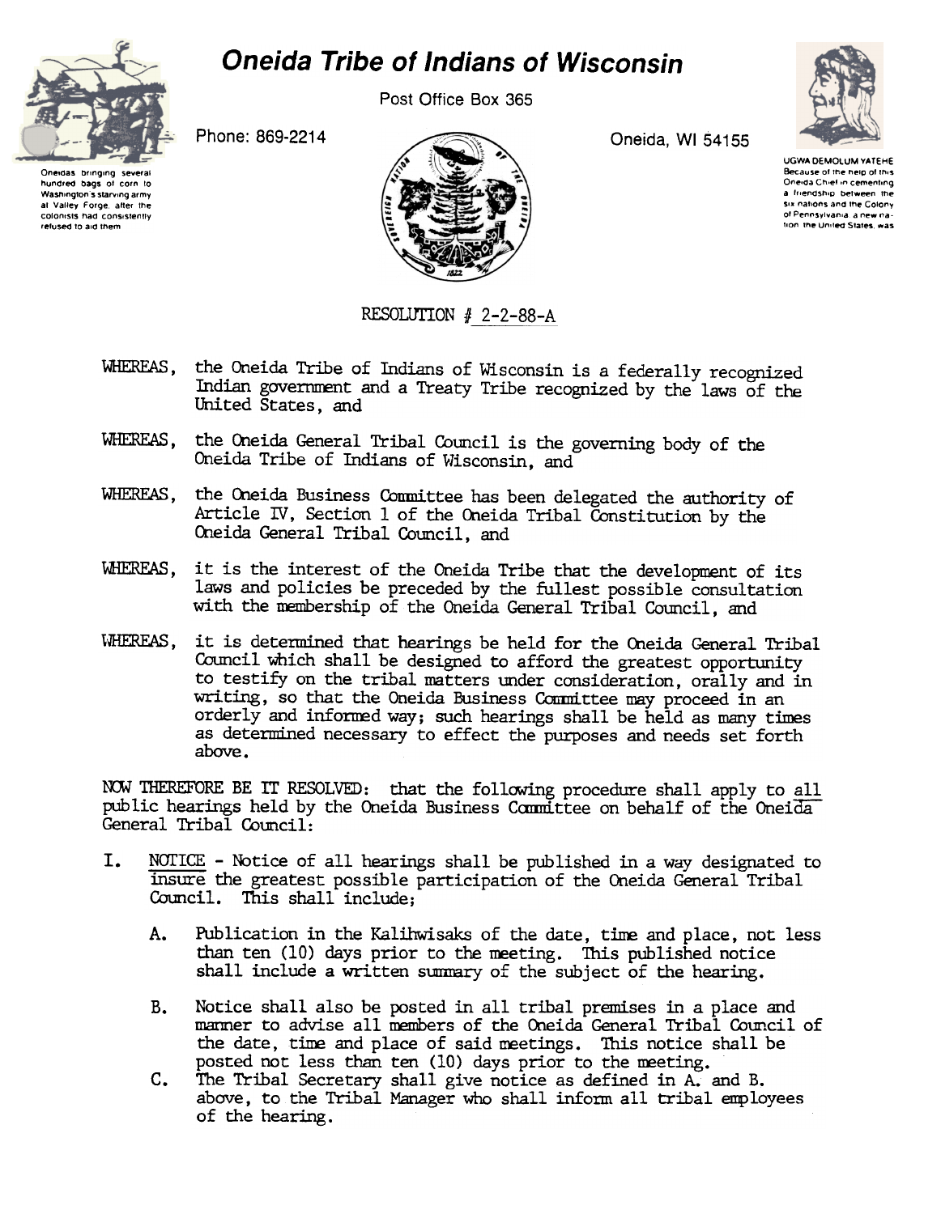# Oneida Tribe of Indians of Wisconsin

Post Office Box 365

Phone: 869-2214

Oneida, WI 54155

Oneidas bringing several hundred bags of corn to Washington's starving army at Valley Forge, after the colonists had consistently refused to aid them

UGWA DEMOLUM YATEHE
Because of the help of this Oneida Chief in cementing a friendship between the six nations and the Colony of Pennsylvania, a new nation, the United States, was

RESOLUTION # 2-2-88-A

WHEREAS, the Oneida Tribe of Indians of Wisconsin is a federally recognized Indian government and a Treaty Tribe recognized by the laws of the United States, and

WHEREAS, the Oneida General Tribal Council is the governing body of the Oneida Tribe of Indians of Wisconsin, and

WHEREAS, the Oneida Business Committee has been delegated the authority of Article IV, Section 1 of the Oneida Tribal Constitution by the Oneida General Tribal Council, and

WHEREAS, it is the interest of the Oneida Tribe that the development of its laws and policies be preceded by the fullest possible consultation with the membership of the Oneida General Tribal Council, and

WHEREAS, it is determined that hearings be held for the Oneida General Tribal Council which shall be designed to afford the greatest opportunity to testify on the tribal matters under consideration, orally and in writing, so that the Oneida Business Committee may proceed in an orderly and informed way; such hearings shall be held as many times as determined necessary to effect the purposes and needs set forth above.

NOW THEREFORE BE IT RESOLVED: that the following procedure shall apply to all public hearings held by the Oneida Business Committee on behalf of the Oneida General Tribal Council:

I. NOTICE - Notice of all hearings shall be published in a way designated to insure the greatest possible participation of the Oneida General Tribal Council. This shall include;

   A. Publication in the Kalihwisaks of the date, time and place, not less than ten (10) days prior to the meeting. This published notice shall include a written summary of the subject of the hearing.

   B. Notice shall also be posted in all tribal premises in a place and manner to advise all members of the Oneida General Tribal Council of the date, time and place of said meetings. This notice shall be posted not less than ten (10) days prior to the meeting.

   C. The Tribal Secretary shall give notice as defined in A. and B. above, to the Tribal Manager who shall inform all tribal employees of the hearing.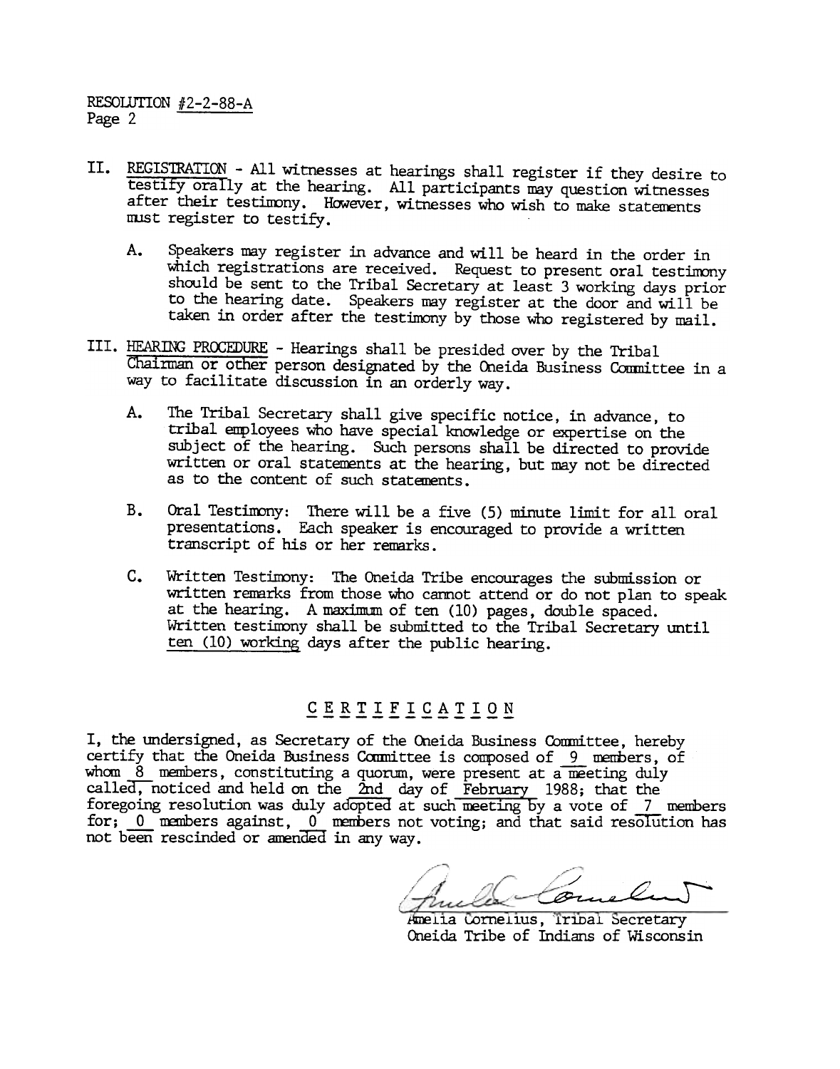RESOLUTION #2-2-88-A
Page 2

II. REGISTRATION - All witnesses at hearings shall register if they desire to testify orally at the hearing. All participants may question witnesses after their testimony. However, witnesses who wish to make statements must register to testify.

   A. Speakers may register in advance and will be heard in the order in which registrations are received. Request to present oral testimony should be sent to the Tribal Secretary at least 3 working days prior to the hearing date. Speakers may register at the door and will be taken in order after the testimony by those who registered by mail.

III. HEARING PROCEDURE - Hearings shall be presided over by the Tribal Chairman or other person designated by the Oneida Business Committee in a way to facilitate discussion in an orderly way.

   A. The Tribal Secretary shall give specific notice, in advance, to tribal employees who have special knowledge or expertise on the subject of the hearing. Such persons shall be directed to provide written or oral statements at the hearing, but may not be directed as to the content of such statements.

   B. Oral Testimony: There will be a five (5) minute limit for all oral presentations. Each speaker is encouraged to provide a written transcript of his or her remarks.

   C. Written Testimony: The Oneida Tribe encourages the submission or written remarks from those who cannot attend or do not plan to speak at the hearing. A maximum of ten (10) pages, double spaced. Written testimony shall be submitted to the Tribal Secretary until ten (10) working days after the public hearing.

## CERTIFICATION

I, the undersigned, as Secretary of the Oneida Business Committee, hereby certify that the Oneida Business Committee is composed of 9 members, of whom 8 members, constituting a quorum, were present at a meeting duly called, noticed and held on the 2nd day of February 1988; that the foregoing resolution was duly adopted at such meeting by a vote of 7 members for; 0 members against, 0 members not voting; and that said resolution has not been rescinded or amended in any way.

Amelia Cornelius, Tribal Secretary
Oneida Tribe of Indians of Wisconsin